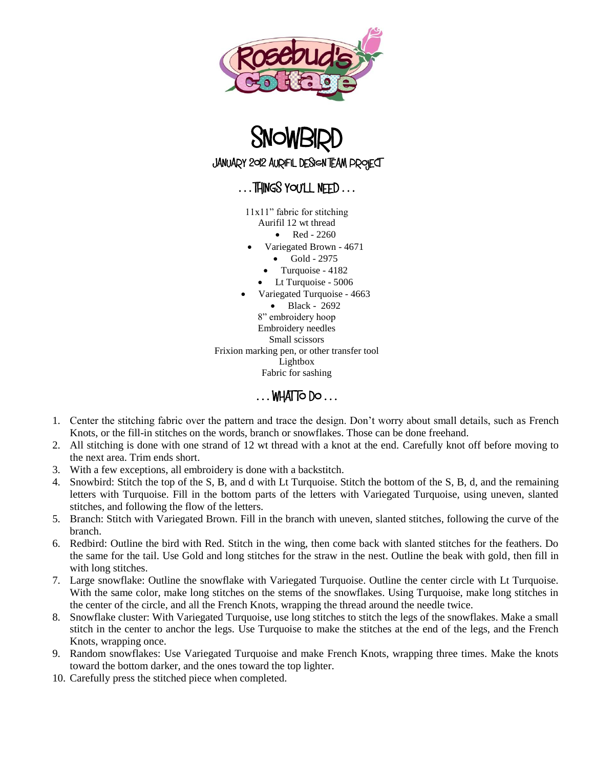Rosebud's Cottage

# SNOWBIRD

## JANUARY 2012 AURIFIL DESIGN TEAM PROJECT

### . . . THINGS YOU'LL NEED . . .

11x11" fabric for stitching
Aurifil 12 wt thread

- Red - 2260
- Variegated Brown - 4671
- Gold - 2975
- Turquoise - 4182
- Lt Turquoise - 5006
- Variegated Turquoise - 4663
- Black - 2692

8" embroidery hoop
Embroidery needles
Small scissors
Frixion marking pen, or other transfer tool
Lightbox
Fabric for sashing

### . . . WHAT TO DO . . .

1. Center the stitching fabric over the pattern and trace the design. Don't worry about small details, such as French Knots, or the fill-in stitches on the words, branch or snowflakes. Those can be done freehand.
2. All stitching is done with one strand of 12 wt thread with a knot at the end. Carefully knot off before moving to the next area. Trim ends short.
3. With a few exceptions, all embroidery is done with a backstitch.
4. Snowbird: Stitch the top of the S, B, and d with Lt Turquoise. Stitch the bottom of the S, B, d, and the remaining letters with Turquoise. Fill in the bottom parts of the letters with Variegated Turquoise, using uneven, slanted stitches, and following the flow of the letters.
5. Branch: Stitch with Variegated Brown. Fill in the branch with uneven, slanted stitches, following the curve of the branch.
6. Redbird: Outline the bird with Red. Stitch in the wing, then come back with slanted stitches for the feathers. Do the same for the tail. Use Gold and long stitches for the straw in the nest. Outline the beak with gold, then fill in with long stitches.
7. Large snowflake: Outline the snowflake with Variegated Turquoise. Outline the center circle with Lt Turquoise. With the same color, make long stitches on the stems of the snowflakes. Using Turquoise, make long stitches in the center of the circle, and all the French Knots, wrapping the thread around the needle twice.
8. Snowflake cluster: With Variegated Turquoise, use long stitches to stitch the legs of the snowflakes. Make a small stitch in the center to anchor the legs. Use Turquoise to make the stitches at the end of the legs, and the French Knots, wrapping once.
9. Random snowflakes: Use Variegated Turquoise and make French Knots, wrapping three times. Make the knots toward the bottom darker, and the ones toward the top lighter.
10. Carefully press the stitched piece when completed.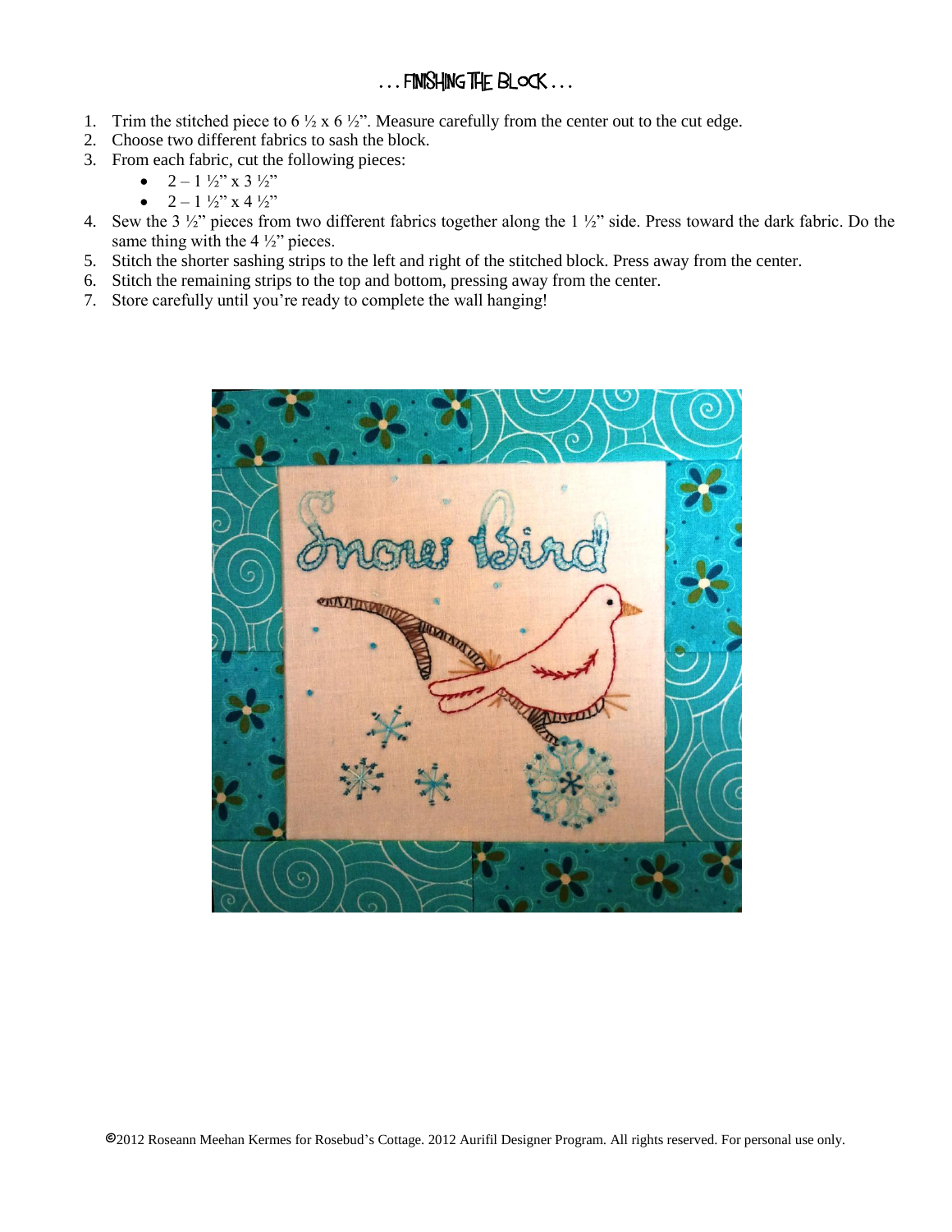## . . . Finishing the Block . . .

1. Trim the stitched piece to 6 ½ x 6 ½". Measure carefully from the center out to the cut edge.
2. Choose two different fabrics to sash the block.
3. From each fabric, cut the following pieces:
   - 2 – 1 ½" x 3 ½"
   - 2 – 1 ½" x 4 ½"
4. Sew the 3 ½" pieces from two different fabrics together along the 1 ½" side. Press toward the dark fabric. Do the same thing with the 4 ½" pieces.
5. Stitch the shorter sashing strips to the left and right of the stitched block. Press away from the center.
6. Stitch the remaining strips to the top and bottom, pressing away from the center.
7. Store carefully until you're ready to complete the wall hanging!

©2012 Roseann Meehan Kermes for Rosebud's Cottage. 2012 Aurifil Designer Program. All rights reserved. For personal use only.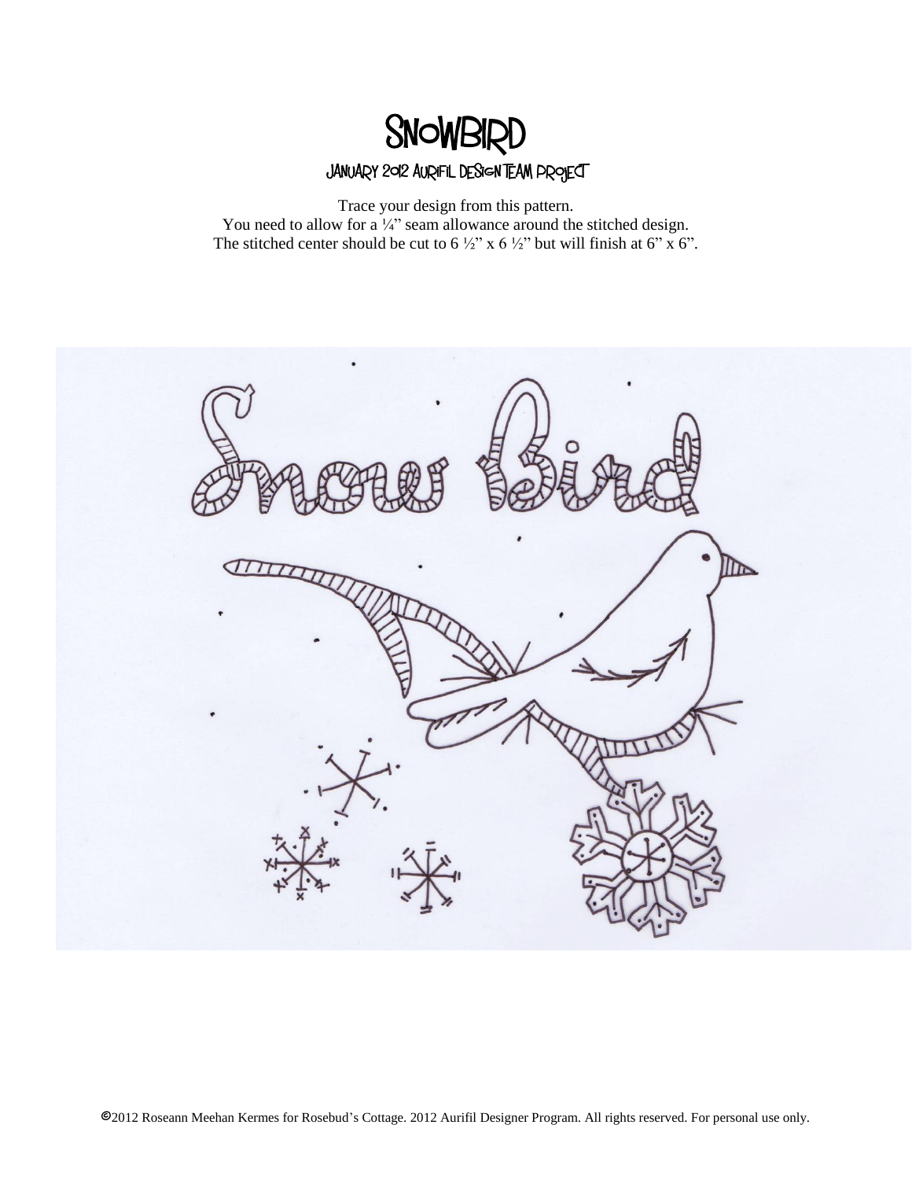# Snowbird

## January 2012 Aurifil Design Team Project

Trace your design from this pattern.
You need to allow for a ¼" seam allowance around the stitched design.
The stitched center should be cut to 6 ½" x 6 ½" but will finish at 6" x 6".

Snow Bird

©2012 Roseann Meehan Kermes for Rosebud's Cottage. 2012 Aurifil Designer Program. All rights reserved. For personal use only.